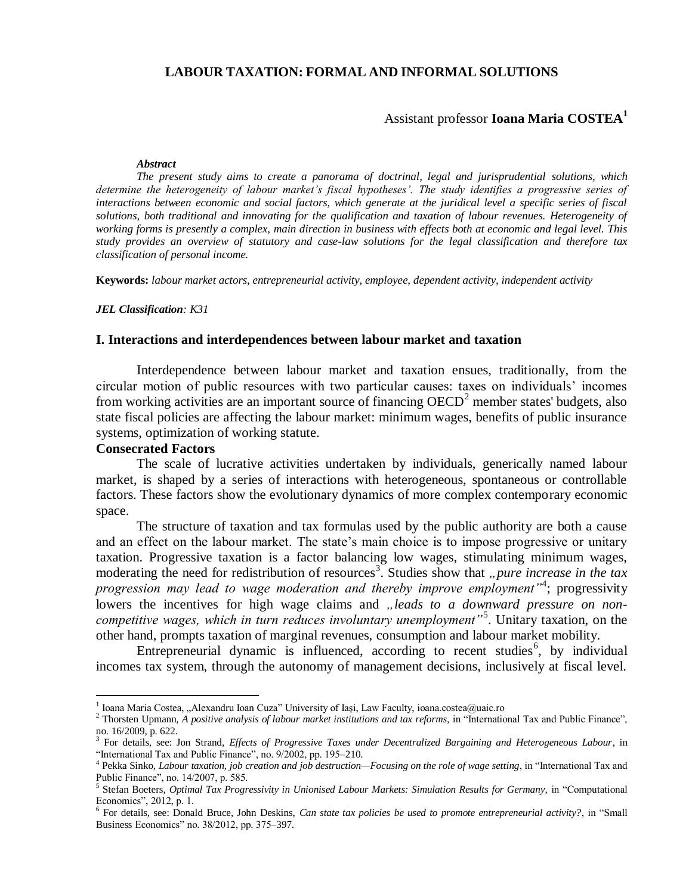# LABOUR TAXATION: FORMAL AND INFORMAL SOLUTIONS

Assistant professor **Ioana Maria COSTEA**[1]

***Abstract***

*The present study aims to create a panorama of doctrinal, legal and jurisprudential solutions, which determine the heterogeneity of labour market's fiscal hypotheses'. The study identifies a progressive series of interactions between economic and social factors, which generate at the juridical level a specific series of fiscal solutions, both traditional and innovating for the qualification and taxation of labour revenues. Heterogeneity of working forms is presently a complex, main direction in business with effects both at economic and legal level. This study provides an overview of statutory and case-law solutions for the legal classification and therefore tax classification of personal income.*

**Keywords:** *labour market actors, entrepreneurial activity, employee, dependent activity, independent activity*

***JEL Classification**: K31*

## I. Interactions and interdependences between labour market and taxation

Interdependence between labour market and taxation ensues, traditionally, from the circular motion of public resources with two particular causes: taxes on individuals' incomes from working activities are an important source of financing OECD[2] member states' budgets, also state fiscal policies are affecting the labour market: minimum wages, benefits of public insurance systems, optimization of working statute.

### Consecrated Factors

The scale of lucrative activities undertaken by individuals, generically named labour market, is shaped by a series of interactions with heterogeneous, spontaneous or controllable factors. These factors show the evolutionary dynamics of more complex contemporary economic space.

The structure of taxation and tax formulas used by the public authority are both a cause and an effect on the labour market. The state's main choice is to impose progressive or unitary taxation. Progressive taxation is a factor balancing low wages, stimulating minimum wages, moderating the need for redistribution of resources[3]. Studies show that *„pure increase in the tax progression may lead to wage moderation and thereby improve employment"*[4]; progressivity lowers the incentives for high wage claims and *„leads to a downward pressure on non-competitive wages, which in turn reduces involuntary unemployment"*[5]. Unitary taxation, on the other hand, prompts taxation of marginal revenues, consumption and labour market mobility.

Entrepreneurial dynamic is influenced, according to recent studies[6], by individual incomes tax system, through the autonomy of management decisions, inclusively at fiscal level.

---

[1] Ioana Maria Costea, „Alexandru Ioan Cuza" University of Iași, Law Faculty, ioana.costea@uaic.ro

[2] Thorsten Upmann, *A positive analysis of labour market institutions and tax reforms,* in "International Tax and Public Finance", no. 16/2009, p. 622.

[3] For details, see: Jon Strand, *Effects of Progressive Taxes under Decentralized Bargaining and Heterogeneous Labour*, in "International Tax and Public Finance", no. 9/2002, pp. 195–210.

[4] Pekka Sinko, *Labour taxation, job creation and job destruction—Focusing on the role of wage setting*, in "International Tax and Public Finance", no. 14/2007, p. 585.

[5] Stefan Boeters, *Optimal Tax Progressivity in Unionised Labour Markets: Simulation Results for Germany,* in "Computational Economics", 2012, p. 1.

[6] For details, see: Donald Bruce, John Deskins, *Can state tax policies be used to promote entrepreneurial activity?*, in "Small Business Economics" no. 38/2012, pp. 375–397.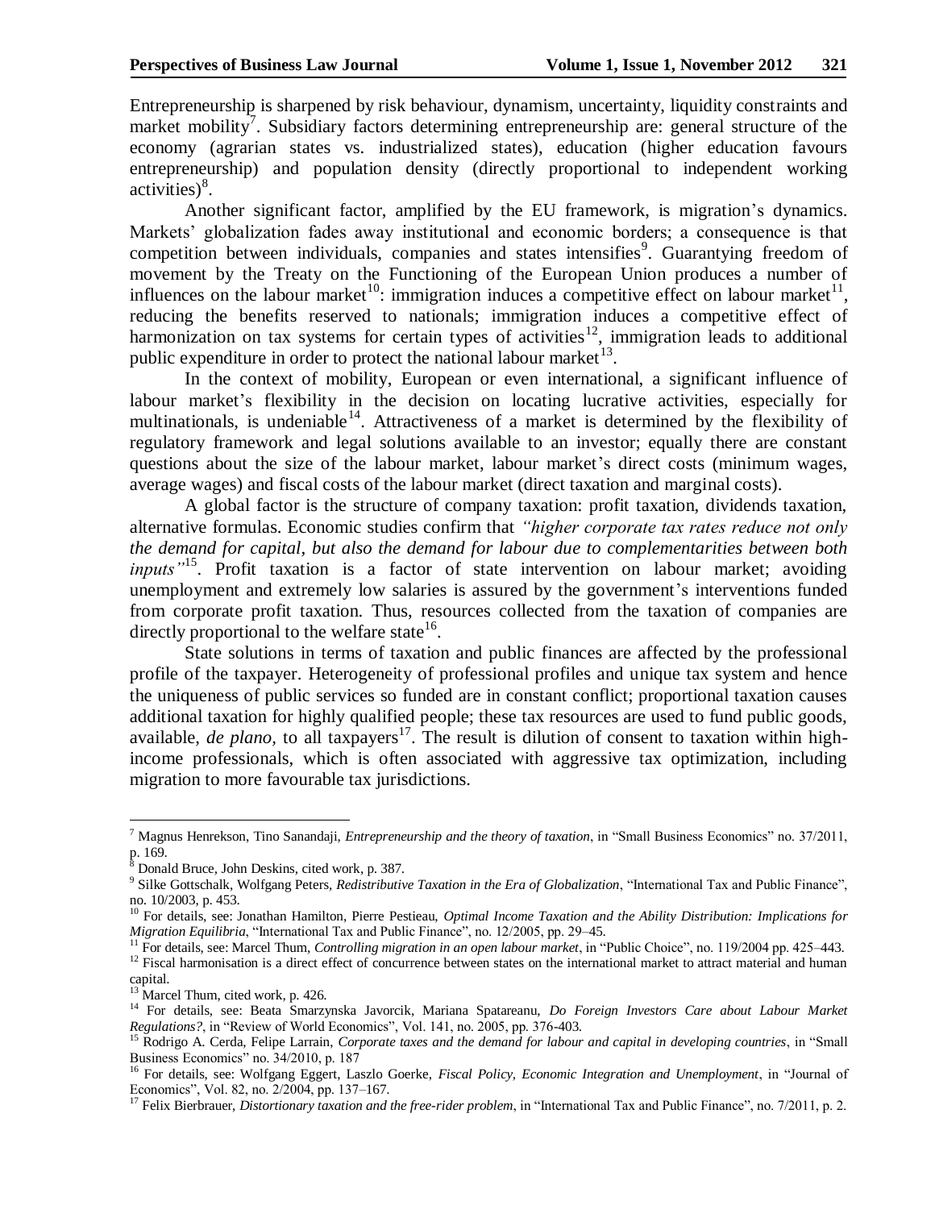Entrepreneurship is sharpened by risk behaviour, dynamism, uncertainty, liquidity constraints and market mobility[7]. Subsidiary factors determining entrepreneurship are: general structure of the economy (agrarian states vs. industrialized states), education (higher education favours entrepreneurship) and population density (directly proportional to independent working activities)[8].

Another significant factor, amplified by the EU framework, is migration's dynamics. Markets' globalization fades away institutional and economic borders; a consequence is that competition between individuals, companies and states intensifies[9]. Guarantying freedom of movement by the Treaty on the Functioning of the European Union produces a number of influences on the labour market[10]: immigration induces a competitive effect on labour market[11], reducing the benefits reserved to nationals; immigration induces a competitive effect of harmonization on tax systems for certain types of activities[12], immigration leads to additional public expenditure in order to protect the national labour market[13].

In the context of mobility, European or even international, a significant influence of labour market's flexibility in the decision on locating lucrative activities, especially for multinationals, is undeniable[14]. Attractiveness of a market is determined by the flexibility of regulatory framework and legal solutions available to an investor; equally there are constant questions about the size of the labour market, labour market's direct costs (minimum wages, average wages) and fiscal costs of the labour market (direct taxation and marginal costs).

A global factor is the structure of company taxation: profit taxation, dividends taxation, alternative formulas. Economic studies confirm that *"higher corporate tax rates reduce not only the demand for capital, but also the demand for labour due to complementarities between both inputs"*[15]. Profit taxation is a factor of state intervention on labour market; avoiding unemployment and extremely low salaries is assured by the government's interventions funded from corporate profit taxation. Thus, resources collected from the taxation of companies are directly proportional to the welfare state[16].

State solutions in terms of taxation and public finances are affected by the professional profile of the taxpayer. Heterogeneity of professional profiles and unique tax system and hence the uniqueness of public services so funded are in constant conflict; proportional taxation causes additional taxation for highly qualified people; these tax resources are used to fund public goods, available, *de plano,* to all taxpayers[17]. The result is dilution of consent to taxation within high-income professionals, which is often associated with aggressive tax optimization, including migration to more favourable tax jurisdictions.

---

[7] Magnus Henrekson, Tino Sanandaji, *Entrepreneurship and the theory of taxation*, in "Small Business Economics" no. 37/2011, p. 169.

[8] Donald Bruce, John Deskins, cited work, p. 387.

[9] Silke Gottschalk, Wolfgang Peters, *Redistributive Taxation in the Era of Globalization*, "International Tax and Public Finance", no. 10/2003, p. 453.

[10] For details, see: Jonathan Hamilton, Pierre Pestieau, *Optimal Income Taxation and the Ability Distribution: Implications for Migration Equilibria*, "International Tax and Public Finance", no. 12/2005, pp. 29–45.

[11] For details, see: Marcel Thum, *Controlling migration in an open labour market*, in "Public Choice", no. 119/2004 pp. 425–443.

[12] Fiscal harmonisation is a direct effect of concurrence between states on the international market to attract material and human capital.

[13] Marcel Thum, cited work, p. 426.

[14] For details, see: Beata Smarzynska Javorcik, Mariana Spatareanu, *Do Foreign Investors Care about Labour Market Regulations?*, in "Review of World Economics", Vol. 141, no. 2005, pp. 376-403.

[15] Rodrigo A. Cerda, Felipe Larrain, *Corporate taxes and the demand for labour and capital in developing countries*, in "Small Business Economics" no. 34/2010, p. 187

[16] For details, see: Wolfgang Eggert, Laszlo Goerke, *Fiscal Policy, Economic Integration and Unemployment*, in "Journal of Economics", Vol. 82, no. 2/2004, pp. 137–167.

[17] Felix Bierbrauer, *Distortionary taxation and the free-rider problem*, in "International Tax and Public Finance", no. 7/2011, p. 2.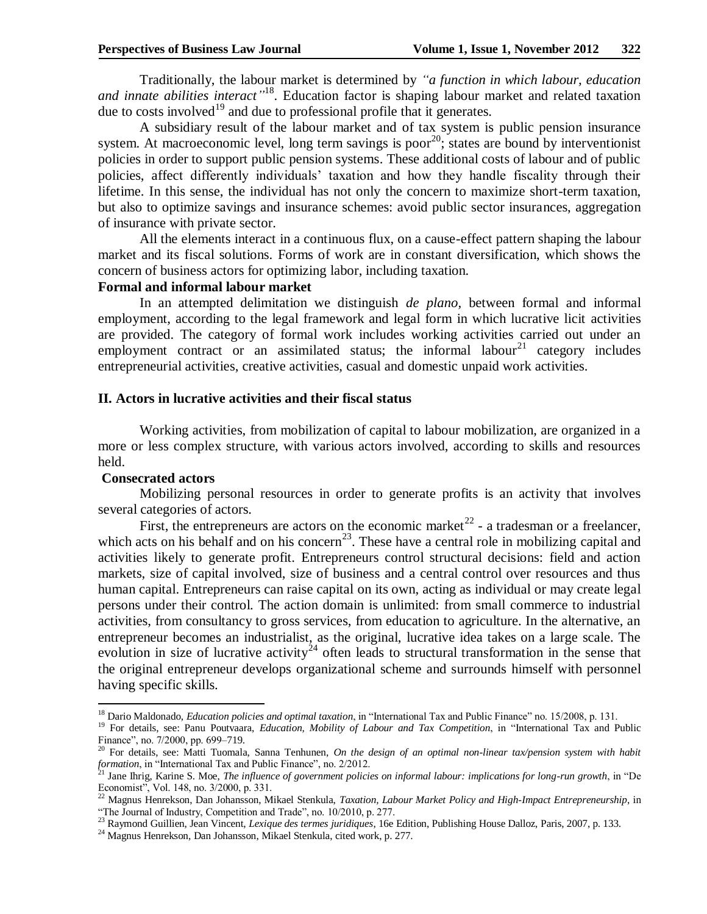Traditionally, the labour market is determined by *"a function in which labour, education and innate abilities interact"*[18]. Education factor is shaping labour market and related taxation due to costs involved[19] and due to professional profile that it generates.

A subsidiary result of the labour market and of tax system is public pension insurance system. At macroeconomic level, long term savings is poor[20]; states are bound by interventionist policies in order to support public pension systems. These additional costs of labour and of public policies, affect differently individuals' taxation and how they handle fiscality through their lifetime. In this sense, the individual has not only the concern to maximize short-term taxation, but also to optimize savings and insurance schemes: avoid public sector insurances, aggregation of insurance with private sector.

All the elements interact in a continuous flux, on a cause-effect pattern shaping the labour market and its fiscal solutions. Forms of work are in constant diversification, which shows the concern of business actors for optimizing labor, including taxation.

**Formal and informal labour market**

In an attempted delimitation we distinguish *de plano*, between formal and informal employment, according to the legal framework and legal form in which lucrative licit activities are provided. The category of formal work includes working activities carried out under an employment contract or an assimilated status; the informal labour[21] category includes entrepreneurial activities, creative activities, casual and domestic unpaid work activities.

## II. Actors in lucrative activities and their fiscal status

Working activities, from mobilization of capital to labour mobilization, are organized in a more or less complex structure, with various actors involved, according to skills and resources held.

**Consecrated actors**

Mobilizing personal resources in order to generate profits is an activity that involves several categories of actors.

First, the entrepreneurs are actors on the economic market[22] - a tradesman or a freelancer, which acts on his behalf and on his concern[23]. These have a central role in mobilizing capital and activities likely to generate profit. Entrepreneurs control structural decisions: field and action markets, size of capital involved, size of business and a central control over resources and thus human capital. Entrepreneurs can raise capital on its own, acting as individual or may create legal persons under their control. The action domain is unlimited: from small commerce to industrial activities, from consultancy to gross services, from education to agriculture. In the alternative, an entrepreneur becomes an industrialist, as the original, lucrative idea takes on a large scale. The evolution in size of lucrative activity[24] often leads to structural transformation in the sense that the original entrepreneur develops organizational scheme and surrounds himself with personnel having specific skills.

---

[18] Dario Maldonado, *Education policies and optimal taxation*, in "International Tax and Public Finance" no. 15/2008, p. 131.

[19] For details, see: Panu Poutvaara, *Education, Mobility of Labour and Tax Competition*, in "International Tax and Public Finance", no. 7/2000, pp. 699–719.

[20] For details, see: Matti Tuomala, Sanna Tenhunen, *On the design of an optimal non-linear tax/pension system with habit formation*, in "International Tax and Public Finance", no. 2/2012.

[21] Jane Ihrig, Karine S. Moe, *The influence of government policies on informal labour: implications for long-run growth*, in "De Economist", Vol. 148, no. 3/2000, p. 331.

[22] Magnus Henrekson, Dan Johansson, Mikael Stenkula, *Taxation, Labour Market Policy and High-Impact Entrepreneurship*, in "The Journal of Industry, Competition and Trade", no. 10/2010, p. 277.

[23] Raymond Guillien, Jean Vincent, *Lexique des termes juridiques*, 16e Edition, Publishing House Dalloz, Paris, 2007, p. 133.

[24] Magnus Henrekson, Dan Johansson, Mikael Stenkula, cited work, p. 277.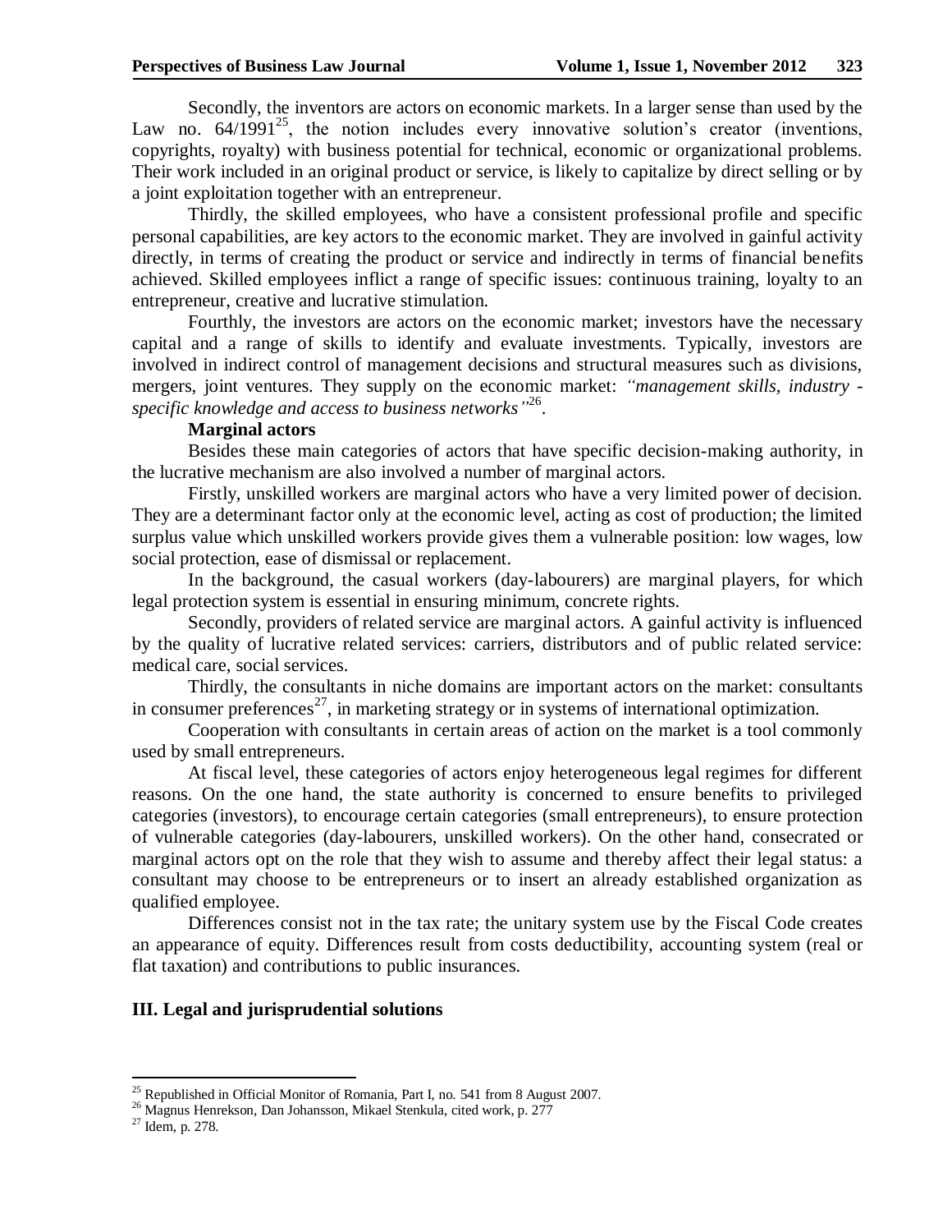Secondly, the inventors are actors on economic markets. In a larger sense than used by the Law no. 64/1991[25], the notion includes every innovative solution's creator (inventions, copyrights, royalty) with business potential for technical, economic or organizational problems. Their work included in an original product or service, is likely to capitalize by direct selling or by a joint exploitation together with an entrepreneur.

Thirdly, the skilled employees, who have a consistent professional profile and specific personal capabilities, are key actors to the economic market. They are involved in gainful activity directly, in terms of creating the product or service and indirectly in terms of financial benefits achieved. Skilled employees inflict a range of specific issues: continuous training, loyalty to an entrepreneur, creative and lucrative stimulation.

Fourthly, the investors are actors on the economic market; investors have the necessary capital and a range of skills to identify and evaluate investments. Typically, investors are involved in indirect control of management decisions and structural measures such as divisions, mergers, joint ventures. They supply on the economic market: *"management skills, industry - specific knowledge and access to business networks"*[26].

**Marginal actors**

Besides these main categories of actors that have specific decision-making authority, in the lucrative mechanism are also involved a number of marginal actors.

Firstly, unskilled workers are marginal actors who have a very limited power of decision. They are a determinant factor only at the economic level, acting as cost of production; the limited surplus value which unskilled workers provide gives them a vulnerable position: low wages, low social protection, ease of dismissal or replacement.

In the background, the casual workers (day-labourers) are marginal players, for which legal protection system is essential in ensuring minimum, concrete rights.

Secondly, providers of related service are marginal actors. A gainful activity is influenced by the quality of lucrative related services: carriers, distributors and of public related service: medical care, social services.

Thirdly, the consultants in niche domains are important actors on the market: consultants in consumer preferences[27], in marketing strategy or in systems of international optimization.

Cooperation with consultants in certain areas of action on the market is a tool commonly used by small entrepreneurs.

At fiscal level, these categories of actors enjoy heterogeneous legal regimes for different reasons. On the one hand, the state authority is concerned to ensure benefits to privileged categories (investors), to encourage certain categories (small entrepreneurs), to ensure protection of vulnerable categories (day-labourers, unskilled workers). On the other hand, consecrated or marginal actors opt on the role that they wish to assume and thereby affect their legal status: a consultant may choose to be entrepreneurs or to insert an already established organization as qualified employee.

Differences consist not in the tax rate; the unitary system use by the Fiscal Code creates an appearance of equity. Differences result from costs deductibility, accounting system (real or flat taxation) and contributions to public insurances.

## III. Legal and jurisprudential solutions

---

[25] Republished in Official Monitor of Romania, Part I, no. 541 from 8 August 2007.

[26] Magnus Henrekson, Dan Johansson, Mikael Stenkula, cited work, p. 277

[27] Idem, p. 278.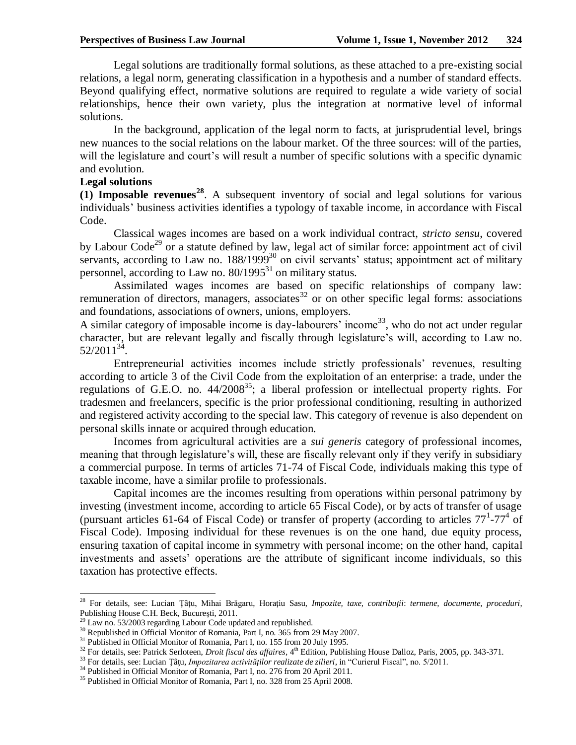Legal solutions are traditionally formal solutions, as these attached to a pre-existing social relations, a legal norm, generating classification in a hypothesis and a number of standard effects. Beyond qualifying effect, normative solutions are required to regulate a wide variety of social relationships, hence their own variety, plus the integration at normative level of informal solutions.

In the background, application of the legal norm to facts, at jurisprudential level, brings new nuances to the social relations on the labour market. Of the three sources: will of the parties, will the legislature and court's will result a number of specific solutions with a specific dynamic and evolution.

**Legal solutions**

**(1) Imposable revenues[28]**. A subsequent inventory of social and legal solutions for various individuals' business activities identifies a typology of taxable income, in accordance with Fiscal Code.

Classical wages incomes are based on a work individual contract, *stricto sensu*, covered by Labour Code[29] or a statute defined by law, legal act of similar force: appointment act of civil servants, according to Law no. 188/1999[30] on civil servants' status; appointment act of military personnel, according to Law no. 80/1995[31] on military status.

Assimilated wages incomes are based on specific relationships of company law: remuneration of directors, managers, associates[32] or on other specific legal forms: associations and foundations, associations of owners, unions, employers.

A similar category of imposable income is day-labourers' income[33], who do not act under regular character, but are relevant legally and fiscally through legislature's will, according to Law no. 52/2011[34].

Entrepreneurial activities incomes include strictly professionals' revenues, resulting according to article 3 of the Civil Code from the exploitation of an enterprise: a trade, under the regulations of G.E.O. no. 44/2008[35]; a liberal profession or intellectual property rights. For tradesmen and freelancers, specific is the prior professional conditioning, resulting in authorized and registered activity according to the special law. This category of revenue is also dependent on personal skills innate or acquired through education.

Incomes from agricultural activities are a *sui generis* category of professional incomes, meaning that through legislature's will, these are fiscally relevant only if they verify in subsidiary a commercial purpose. In terms of articles 71-74 of Fiscal Code, individuals making this type of taxable income, have a similar profile to professionals.

Capital incomes are the incomes resulting from operations within personal patrimony by investing (investment income, according to article 65 Fiscal Code), or by acts of transfer of usage (pursuant articles 61-64 of Fiscal Code) or transfer of property (according to articles $77^1$-$77^4$ of Fiscal Code). Imposing individual for these revenues is on the one hand, due equity process, ensuring taxation of capital income in symmetry with personal income; on the other hand, capital investments and assets' operations are the attribute of significant income individuals, so this taxation has protective effects.

---

[28] For details, see: Lucian Țâțu, Mihai Brăgaru, Horațiu Sasu, *Impozite, taxe, contribuții: termene, documente, proceduri*, Publishing House C.H. Beck, București, 2011.

[29] Law no. 53/2003 regarding Labour Code updated and republished.

[30] Republished in Official Monitor of Romania, Part I, no. 365 from 29 May 2007.

[31] Published in Official Monitor of Romania, Part I, no. 155 from 20 July 1995.

[32] For details, see: Patrick Serloteen, *Droit fiscal des affaires*, 4th Edition, Publishing House Dalloz, Paris, 2005, pp. 343-371.

[33] For details, see: Lucian Țâțu, *Impozitarea activităților realizate de zilieri*, in "Curierul Fiscal", no. 5/2011.

[34] Published in Official Monitor of Romania, Part I, no. 276 from 20 April 2011.

[35] Published in Official Monitor of Romania, Part I, no. 328 from 25 April 2008.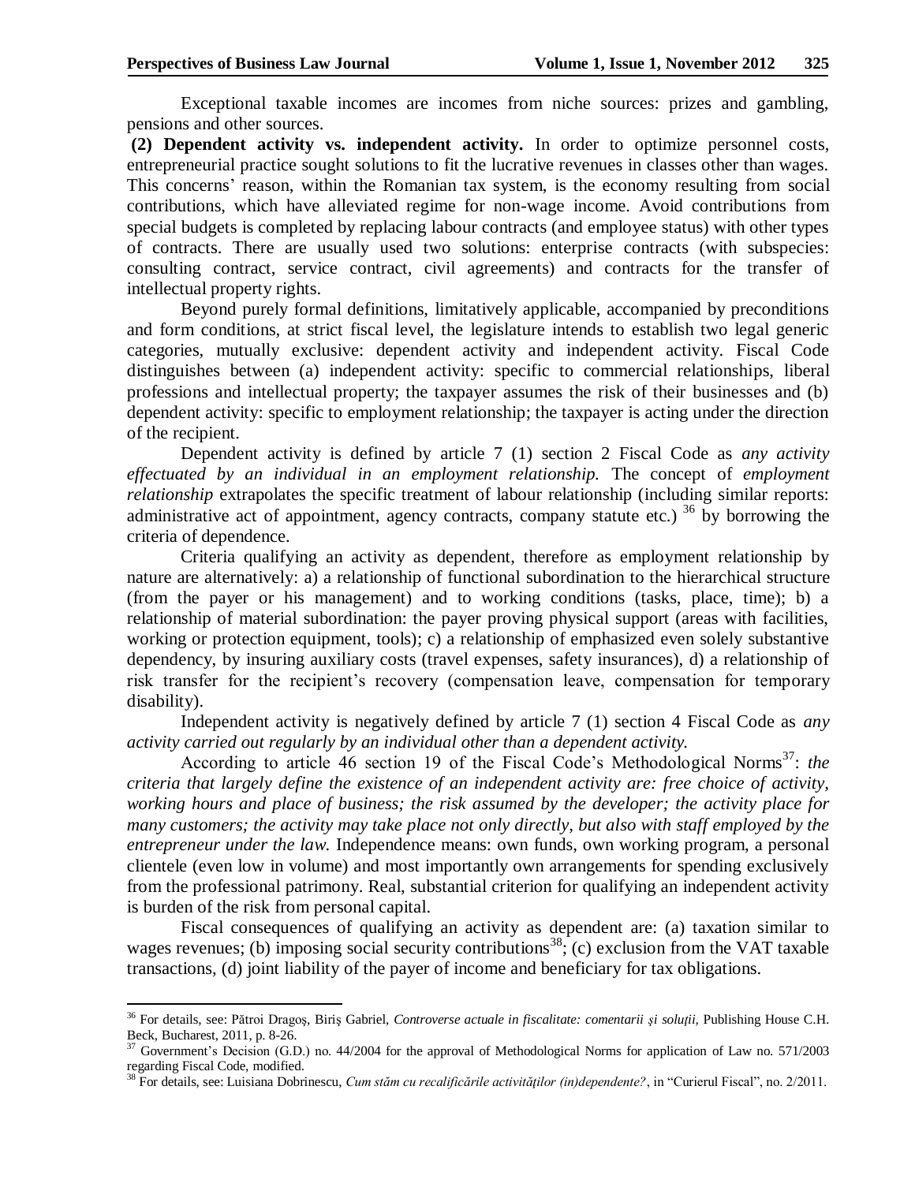Exceptional taxable incomes are incomes from niche sources: prizes and gambling, pensions and other sources.

**(2) Dependent activity vs. independent activity.** In order to optimize personnel costs, entrepreneurial practice sought solutions to fit the lucrative revenues in classes other than wages. This concerns' reason, within the Romanian tax system, is the economy resulting from social contributions, which have alleviated regime for non-wage income. Avoid contributions from special budgets is completed by replacing labour contracts (and employee status) with other types of contracts. There are usually used two solutions: enterprise contracts (with subspecies: consulting contract, service contract, civil agreements) and contracts for the transfer of intellectual property rights.

Beyond purely formal definitions, limitatively applicable, accompanied by preconditions and form conditions, at strict fiscal level, the legislature intends to establish two legal generic categories, mutually exclusive: dependent activity and independent activity. Fiscal Code distinguishes between (a) independent activity: specific to commercial relationships, liberal professions and intellectual property; the taxpayer assumes the risk of their businesses and (b) dependent activity: specific to employment relationship; the taxpayer is acting under the direction of the recipient.

Dependent activity is defined by article 7 (1) section 2 Fiscal Code as *any activity effectuated by an individual in an employment relationship.* The concept of *employment relationship* extrapolates the specific treatment of labour relationship (including similar reports: administrative act of appointment, agency contracts, company statute etc.) [36] by borrowing the criteria of dependence.

Criteria qualifying an activity as dependent, therefore as employment relationship by nature are alternatively: a) a relationship of functional subordination to the hierarchical structure (from the payer or his management) and to working conditions (tasks, place, time); b) a relationship of material subordination: the payer proving physical support (areas with facilities, working or protection equipment, tools); c) a relationship of emphasized even solely substantive dependency, by insuring auxiliary costs (travel expenses, safety insurances), d) a relationship of risk transfer for the recipient's recovery (compensation leave, compensation for temporary disability).

Independent activity is negatively defined by article 7 (1) section 4 Fiscal Code as *any activity carried out regularly by an individual other than a dependent activity.*

According to article 46 section 19 of the Fiscal Code's Methodological Norms[37]: *the criteria that largely define the existence of an independent activity are: free choice of activity, working hours and place of business; the risk assumed by the developer; the activity place for many customers; the activity may take place not only directly, but also with staff employed by the entrepreneur under the law.* Independence means: own funds, own working program, a personal clientele (even low in volume) and most importantly own arrangements for spending exclusively from the professional patrimony. Real, substantial criterion for qualifying an independent activity is burden of the risk from personal capital.

Fiscal consequences of qualifying an activity as dependent are: (a) taxation similar to wages revenues; (b) imposing social security contributions[38]; (c) exclusion from the VAT taxable transactions, (d) joint liability of the payer of income and beneficiary for tax obligations.

---

[36] For details, see: Pătroi Dragoş, Biriş Gabriel, *Controverse actuale in fiscalitate: comentarii şi soluţii,* Publishing House C.H. Beck, Bucharest, 2011, p. 8-26.

[37] Government's Decision (G.D.) no. 44/2004 for the approval of Methodological Norms for application of Law no. 571/2003 regarding Fiscal Code, modified.

[38] For details, see: Luisiana Dobrinescu, *Cum stăm cu recalificările activităţilor (in)dependente?*, in "Curierul Fiscal", no. 2/2011.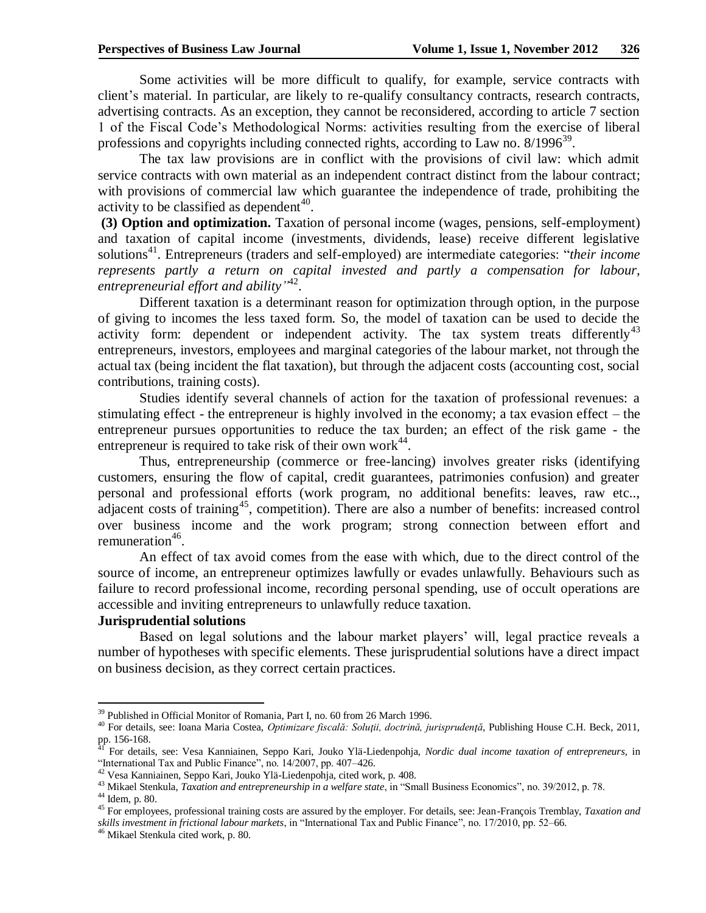Some activities will be more difficult to qualify, for example, service contracts with client's material. In particular, are likely to re-qualify consultancy contracts, research contracts, advertising contracts. As an exception, they cannot be reconsidered, according to article 7 section 1 of the Fiscal Code's Methodological Norms: activities resulting from the exercise of liberal professions and copyrights including connected rights, according to Law no. 8/1996[39].

The tax law provisions are in conflict with the provisions of civil law: which admit service contracts with own material as an independent contract distinct from the labour contract; with provisions of commercial law which guarantee the independence of trade, prohibiting the activity to be classified as dependent[40].

**(3) Option and optimization.** Taxation of personal income (wages, pensions, self-employment) and taxation of capital income (investments, dividends, lease) receive different legislative solutions[41]. Entrepreneurs (traders and self-employed) are intermediate categories: "*their income represents partly a return on capital invested and partly a compensation for labour, entrepreneurial effort and ability"*[42].

Different taxation is a determinant reason for optimization through option, in the purpose of giving to incomes the less taxed form. So, the model of taxation can be used to decide the activity form: dependent or independent activity. The tax system treats differently[43] entrepreneurs, investors, employees and marginal categories of the labour market, not through the actual tax (being incident the flat taxation), but through the adjacent costs (accounting cost, social contributions, training costs).

Studies identify several channels of action for the taxation of professional revenues: a stimulating effect - the entrepreneur is highly involved in the economy; a tax evasion effect – the entrepreneur pursues opportunities to reduce the tax burden; an effect of the risk game - the entrepreneur is required to take risk of their own work[44].

Thus, entrepreneurship (commerce or free-lancing) involves greater risks (identifying customers, ensuring the flow of capital, credit guarantees, patrimonies confusion) and greater personal and professional efforts (work program, no additional benefits: leaves, raw etc.., adjacent costs of training[45], competition). There are also a number of benefits: increased control over business income and the work program; strong connection between effort and remuneration[46].

An effect of tax avoid comes from the ease with which, due to the direct control of the source of income, an entrepreneur optimizes lawfully or evades unlawfully. Behaviours such as failure to record professional income, recording personal spending, use of occult operations are accessible and inviting entrepreneurs to unlawfully reduce taxation.

**Jurisprudential solutions**

Based on legal solutions and the labour market players' will, legal practice reveals a number of hypotheses with specific elements. These jurisprudential solutions have a direct impact on business decision, as they correct certain practices.

---

[39] Published in Official Monitor of Romania, Part I, no. 60 from 26 March 1996.

[40] For details, see: Ioana Maria Costea, *Optimizare fiscală: Soluţii, doctrină, jurisprudenţă*, Publishing House C.H. Beck, 2011, pp. 156-168.

[41] For details, see: Vesa Kanniainen, Seppo Kari, Jouko Ylä-Liedenpohja, *Nordic dual income taxation of entrepreneurs*, in "International Tax and Public Finance", no. 14/2007, pp. 407–426.

[42] Vesa Kanniainen, Seppo Kari, Jouko Ylä-Liedenpohja, cited work, p. 408.

[43] Mikael Stenkula, *Taxation and entrepreneurship in a welfare state*, in "Small Business Economics", no. 39/2012, p. 78.

[44] Idem, p. 80.

[45] For employees, professional training costs are assured by the employer. For details, see: Jean-François Tremblay, *Taxation and skills investment in frictional labour markets*, in "International Tax and Public Finance", no. 17/2010, pp. 52–66.

[46] Mikael Stenkula cited work, p. 80.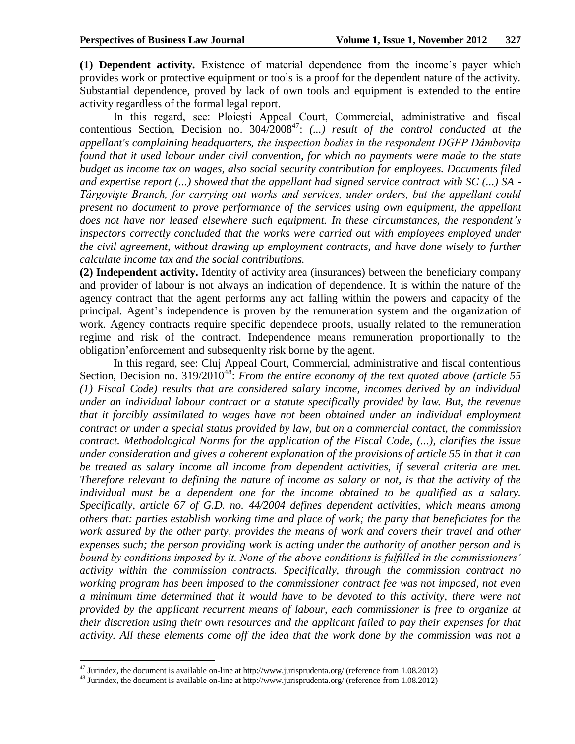**(1) Dependent activity.** Existence of material dependence from the income's payer which provides work or protective equipment or tools is a proof for the dependent nature of the activity. Substantial dependence, proved by lack of own tools and equipment is extended to the entire activity regardless of the formal legal report.

In this regard, see: Ploieşti Appeal Court, Commercial, administrative and fiscal contentious Section, Decision no. 304/2008[47]: *(...) result of the control conducted at the appellant's complaining headquarters, the inspection bodies in the respondent DGFP Dâmboviţa found that it used labour under civil convention, for which no payments were made to the state budget as income tax on wages, also social security contribution for employees. Documents filed and expertise report (...) showed that the appellant had signed service contract with SC (...) SA - Târgovişte Branch, for carrying out works and services, under orders, but the appellant could present no document to prove performance of the services using own equipment, the appellant does not have nor leased elsewhere such equipment. In these circumstances, the respondent's inspectors correctly concluded that the works were carried out with employees employed under the civil agreement, without drawing up employment contracts, and have done wisely to further calculate income tax and the social contributions.*

**(2) Independent activity.** Identity of activity area (insurances) between the beneficiary company and provider of labour is not always an indication of dependence. It is within the nature of the agency contract that the agent performs any act falling within the powers and capacity of the principal. Agent's independence is proven by the remuneration system and the organization of work. Agency contracts require specific dependece proofs, usually related to the remuneration regime and risk of the contract. Independence means remuneration proportionally to the obligation'enforcement and subsequenlty risk borne by the agent.

In this regard, see: Cluj Appeal Court, Commercial, administrative and fiscal contentious Section, Decision no. 319/2010[48]: *From the entire economy of the text quoted above (article 55 (1) Fiscal Code) results that are considered salary income, incomes derived by an individual under an individual labour contract or a statute specifically provided by law. But, the revenue that it forcibly assimilated to wages have not been obtained under an individual employment contract or under a special status provided by law, but on a commercial contact, the commission contract. Methodological Norms for the application of the Fiscal Code, (...), clarifies the issue under consideration and gives a coherent explanation of the provisions of article 55 in that it can be treated as salary income all income from dependent activities, if several criteria are met. Therefore relevant to defining the nature of income as salary or not, is that the activity of the individual must be a dependent one for the income obtained to be qualified as a salary. Specifically, article 67 of G.D. no. 44/2004 defines dependent activities, which means among others that: parties establish working time and place of work; the party that beneficiates for the work assured by the other party, provides the means of work and covers their travel and other expenses such; the person providing work is acting under the authority of another person and is bound by conditions imposed by it. None of the above conditions is fulfilled in the commissioners' activity within the commission contracts. Specifically, through the commission contract no working program has been imposed to the commissioner contract fee was not imposed, not even a minimum time determined that it would have to be devoted to this activity, there were not provided by the applicant recurrent means of labour, each commissioner is free to organize at their discretion using their own resources and the applicant failed to pay their expenses for that activity. All these elements come off the idea that the work done by the commission was not a*

---

[47] Jurindex, the document is available on-line at http://www.jurisprudenta.org/ (reference from 1.08.2012)

[48] Jurindex, the document is available on-line at http://www.jurisprudenta.org/ (reference from 1.08.2012)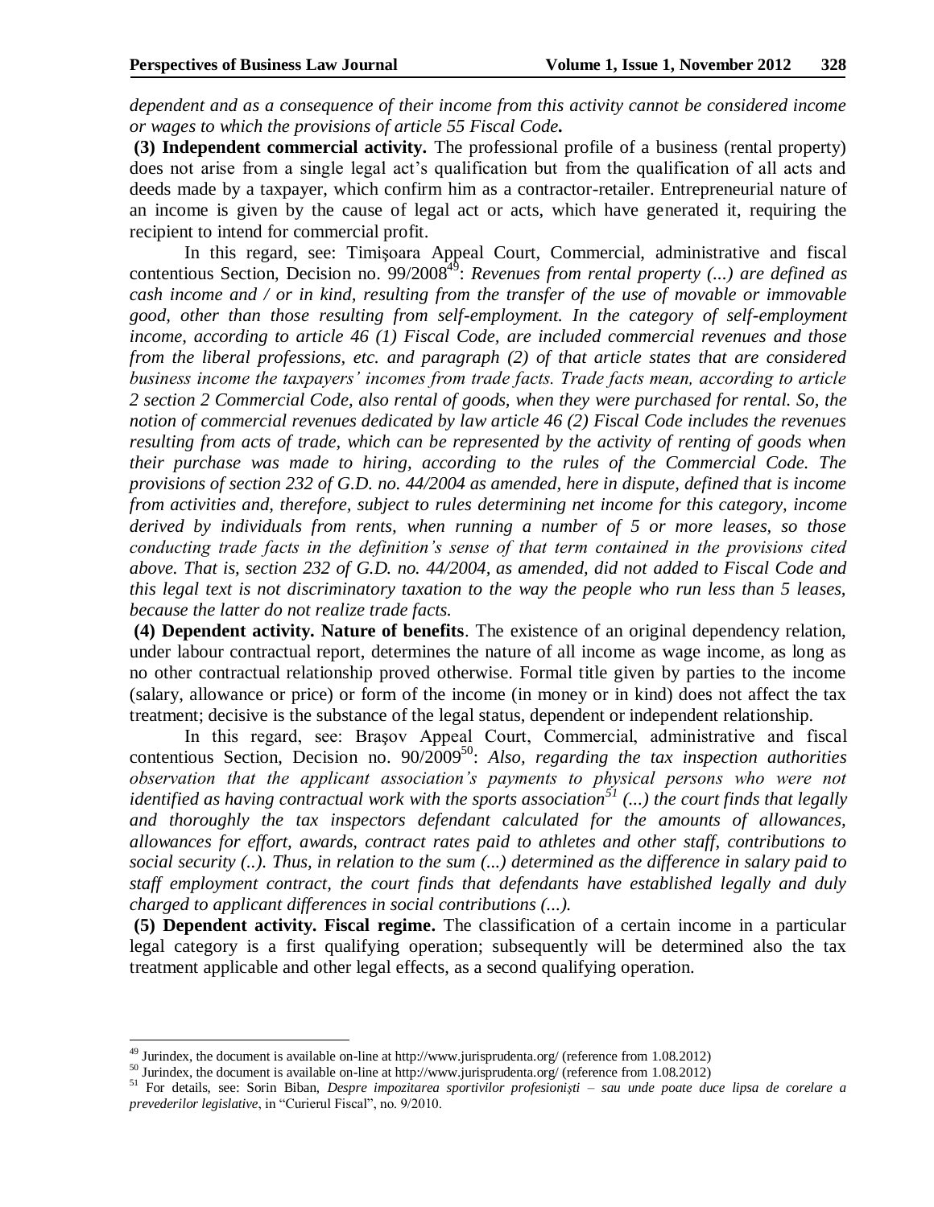*dependent and as a consequence of their income from this activity cannot be considered income or wages to which the provisions of article 55 Fiscal Code.*

**(3) Independent commercial activity.** The professional profile of a business (rental property) does not arise from a single legal act's qualification but from the qualification of all acts and deeds made by a taxpayer, which confirm him as a contractor-retailer. Entrepreneurial nature of an income is given by the cause of legal act or acts, which have generated it, requiring the recipient to intend for commercial profit.

In this regard, see: Timişoara Appeal Court, Commercial, administrative and fiscal contentious Section, Decision no. 99/2008[49]: *Revenues from rental property (...) are defined as cash income and / or in kind, resulting from the transfer of the use of movable or immovable good, other than those resulting from self-employment. In the category of self-employment income, according to article 46 (1) Fiscal Code, are included commercial revenues and those from the liberal professions, etc. and paragraph (2) of that article states that are considered business income the taxpayers' incomes from trade facts. Trade facts mean, according to article 2 section 2 Commercial Code, also rental of goods, when they were purchased for rental. So, the notion of commercial revenues dedicated by law article 46 (2) Fiscal Code includes the revenues resulting from acts of trade, which can be represented by the activity of renting of goods when their purchase was made to hiring, according to the rules of the Commercial Code. The provisions of section 232 of G.D. no. 44/2004 as amended, here in dispute, defined that is income from activities and, therefore, subject to rules determining net income for this category, income derived by individuals from rents, when running a number of 5 or more leases, so those conducting trade facts in the definition's sense of that term contained in the provisions cited above. That is, section 232 of G.D. no. 44/2004, as amended, did not added to Fiscal Code and this legal text is not discriminatory taxation to the way the people who run less than 5 leases, because the latter do not realize trade facts.*

**(4) Dependent activity. Nature of benefits**. The existence of an original dependency relation, under labour contractual report, determines the nature of all income as wage income, as long as no other contractual relationship proved otherwise. Formal title given by parties to the income (salary, allowance or price) or form of the income (in money or in kind) does not affect the tax treatment; decisive is the substance of the legal status, dependent or independent relationship.

In this regard, see: Braşov Appeal Court, Commercial, administrative and fiscal contentious Section, Decision no. 90/2009[50]: *Also, regarding the tax inspection authorities observation that the applicant association's payments to physical persons who were not identified as having contractual work with the sports association[51] (...) the court finds that legally and thoroughly the tax inspectors defendant calculated for the amounts of allowances, allowances for effort, awards, contract rates paid to athletes and other staff, contributions to social security (..). Thus, in relation to the sum (...) determined as the difference in salary paid to staff employment contract, the court finds that defendants have established legally and duly charged to applicant differences in social contributions (...).*

**(5) Dependent activity. Fiscal regime.** The classification of a certain income in a particular legal category is a first qualifying operation; subsequently will be determined also the tax treatment applicable and other legal effects, as a second qualifying operation.

---

[49] Jurindex, the document is available on-line at http://www.jurisprudenta.org/ (reference from 1.08.2012)

[50] Jurindex, the document is available on-line at http://www.jurisprudenta.org/ (reference from 1.08.2012)

[51] For details, see: Sorin Biban, *Despre impozitarea sportivilor profesionişti – sau unde poate duce lipsa de corelare a prevederilor legislative*, in "Curierul Fiscal", no. 9/2010.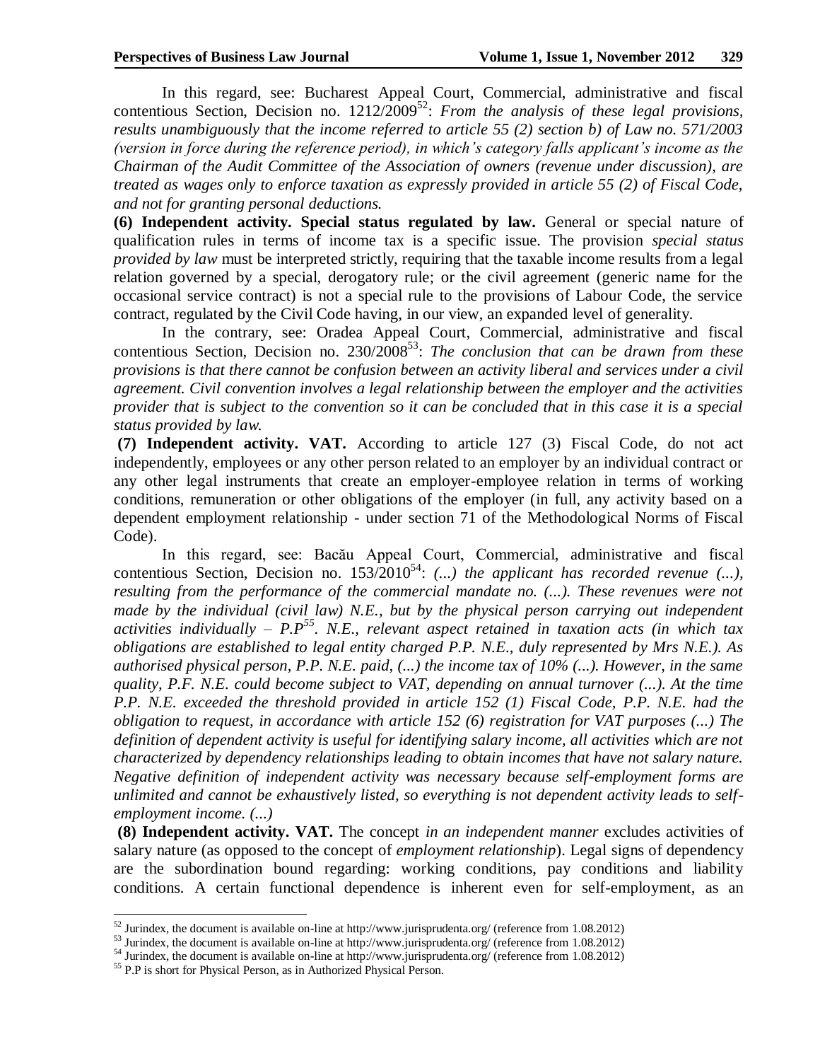In this regard, see: Bucharest Appeal Court, Commercial, administrative and fiscal contentious Section, Decision no. 1212/2009[52]: *From the analysis of these legal provisions, results unambiguously that the income referred to article 55 (2) section b) of Law no. 571/2003 (version in force during the reference period), in which's category falls applicant's income as the Chairman of the Audit Committee of the Association of owners (revenue under discussion), are treated as wages only to enforce taxation as expressly provided in article 55 (2) of Fiscal Code, and not for granting personal deductions.*

**(6) Independent activity. Special status regulated by law.** General or special nature of qualification rules in terms of income tax is a specific issue. The provision *special status provided by law* must be interpreted strictly, requiring that the taxable income results from a legal relation governed by a special, derogatory rule; or the civil agreement (generic name for the occasional service contract) is not a special rule to the provisions of Labour Code, the service contract, regulated by the Civil Code having, in our view, an expanded level of generality.

In the contrary, see: Oradea Appeal Court, Commercial, administrative and fiscal contentious Section, Decision no. 230/2008[53]: *The conclusion that can be drawn from these provisions is that there cannot be confusion between an activity liberal and services under a civil agreement. Civil convention involves a legal relationship between the employer and the activities provider that is subject to the convention so it can be concluded that in this case it is a special status provided by law.*

**(7) Independent activity. VAT.** According to article 127 (3) Fiscal Code, do not act independently, employees or any other person related to an employer by an individual contract or any other legal instruments that create an employer-employee relation in terms of working conditions, remuneration or other obligations of the employer (in full, any activity based on a dependent employment relationship - under section 71 of the Methodological Norms of Fiscal Code).

In this regard, see: Bacău Appeal Court, Commercial, administrative and fiscal contentious Section, Decision no. 153/2010[54]: *(...) the applicant has recorded revenue (...), resulting from the performance of the commercial mandate no. (...). These revenues were not made by the individual (civil law) N.E., but by the physical person carrying out independent activities individually – P.P[55]. N.E., relevant aspect retained in taxation acts (in which tax obligations are established to legal entity charged P.P. N.E., duly represented by Mrs N.E.). As authorised physical person, P.P. N.E. paid, (...) the income tax of 10% (...). However, in the same quality, P.F. N.E. could become subject to VAT, depending on annual turnover (...). At the time P.P. N.E. exceeded the threshold provided in article 152 (1) Fiscal Code, P.P. N.E. had the obligation to request, in accordance with article 152 (6) registration for VAT purposes (...) The definition of dependent activity is useful for identifying salary income, all activities which are not characterized by dependency relationships leading to obtain incomes that have not salary nature. Negative definition of independent activity was necessary because self-employment forms are unlimited and cannot be exhaustively listed, so everything is not dependent activity leads to self-employment income. (...)*

**(8) Independent activity. VAT.** The concept *in an independent manner* excludes activities of salary nature (as opposed to the concept of *employment relationship*). Legal signs of dependency are the subordination bound regarding: working conditions, pay conditions and liability conditions. A certain functional dependence is inherent even for self-employment, as an

---

[52] Jurindex, the document is available on-line at http://www.jurisprudenta.org/ (reference from 1.08.2012)

[53] Jurindex, the document is available on-line at http://www.jurisprudenta.org/ (reference from 1.08.2012)

[54] Jurindex, the document is available on-line at http://www.jurisprudenta.org/ (reference from 1.08.2012)

[55] P.P is short for Physical Person, as in Authorized Physical Person.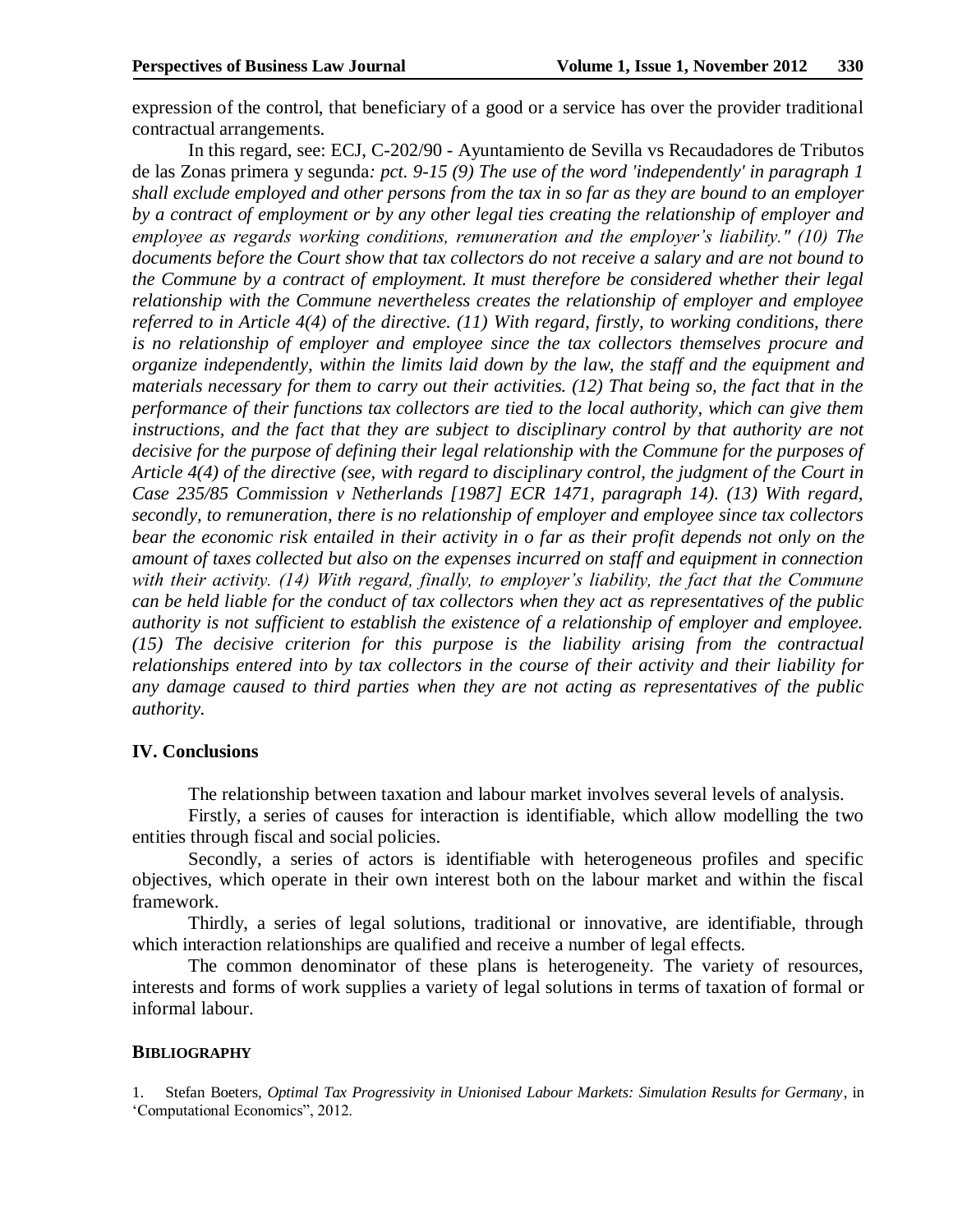expression of the control, that beneficiary of a good or a service has over the provider traditional contractual arrangements.

In this regard, see: ECJ, C-202/90 - Ayuntamiento de Sevilla vs Recaudadores de Tributos de las Zonas primera y segunda*: pct. 9-15 (9) The use of the word 'independently' in paragraph 1 shall exclude employed and other persons from the tax in so far as they are bound to an employer by a contract of employment or by any other legal ties creating the relationship of employer and employee as regards working conditions, remuneration and the employer's liability." (10) The documents before the Court show that tax collectors do not receive a salary and are not bound to the Commune by a contract of employment. It must therefore be considered whether their legal relationship with the Commune nevertheless creates the relationship of employer and employee referred to in Article 4(4) of the directive. (11) With regard, firstly, to working conditions, there is no relationship of employer and employee since the tax collectors themselves procure and organize independently, within the limits laid down by the law, the staff and the equipment and materials necessary for them to carry out their activities. (12) That being so, the fact that in the performance of their functions tax collectors are tied to the local authority, which can give them instructions, and the fact that they are subject to disciplinary control by that authority are not decisive for the purpose of defining their legal relationship with the Commune for the purposes of Article 4(4) of the directive (see, with regard to disciplinary control, the judgment of the Court in Case 235/85 Commission v Netherlands [1987] ECR 1471, paragraph 14). (13) With regard, secondly, to remuneration, there is no relationship of employer and employee since tax collectors bear the economic risk entailed in their activity in o far as their profit depends not only on the amount of taxes collected but also on the expenses incurred on staff and equipment in connection with their activity. (14) With regard, finally, to employer's liability, the fact that the Commune can be held liable for the conduct of tax collectors when they act as representatives of the public authority is not sufficient to establish the existence of a relationship of employer and employee. (15) The decisive criterion for this purpose is the liability arising from the contractual relationships entered into by tax collectors in the course of their activity and their liability for any damage caused to third parties when they are not acting as representatives of the public authority.*

## IV. Conclusions

The relationship between taxation and labour market involves several levels of analysis.

Firstly, a series of causes for interaction is identifiable, which allow modelling the two entities through fiscal and social policies.

Secondly, a series of actors is identifiable with heterogeneous profiles and specific objectives, which operate in their own interest both on the labour market and within the fiscal framework.

Thirdly, a series of legal solutions, traditional or innovative, are identifiable, through which interaction relationships are qualified and receive a number of legal effects.

The common denominator of these plans is heterogeneity. The variety of resources, interests and forms of work supplies a variety of legal solutions in terms of taxation of formal or informal labour.

## Bibliography

1. Stefan Boeters, *Optimal Tax Progressivity in Unionised Labour Markets: Simulation Results for Germany*, in 'Computational Economics", 2012.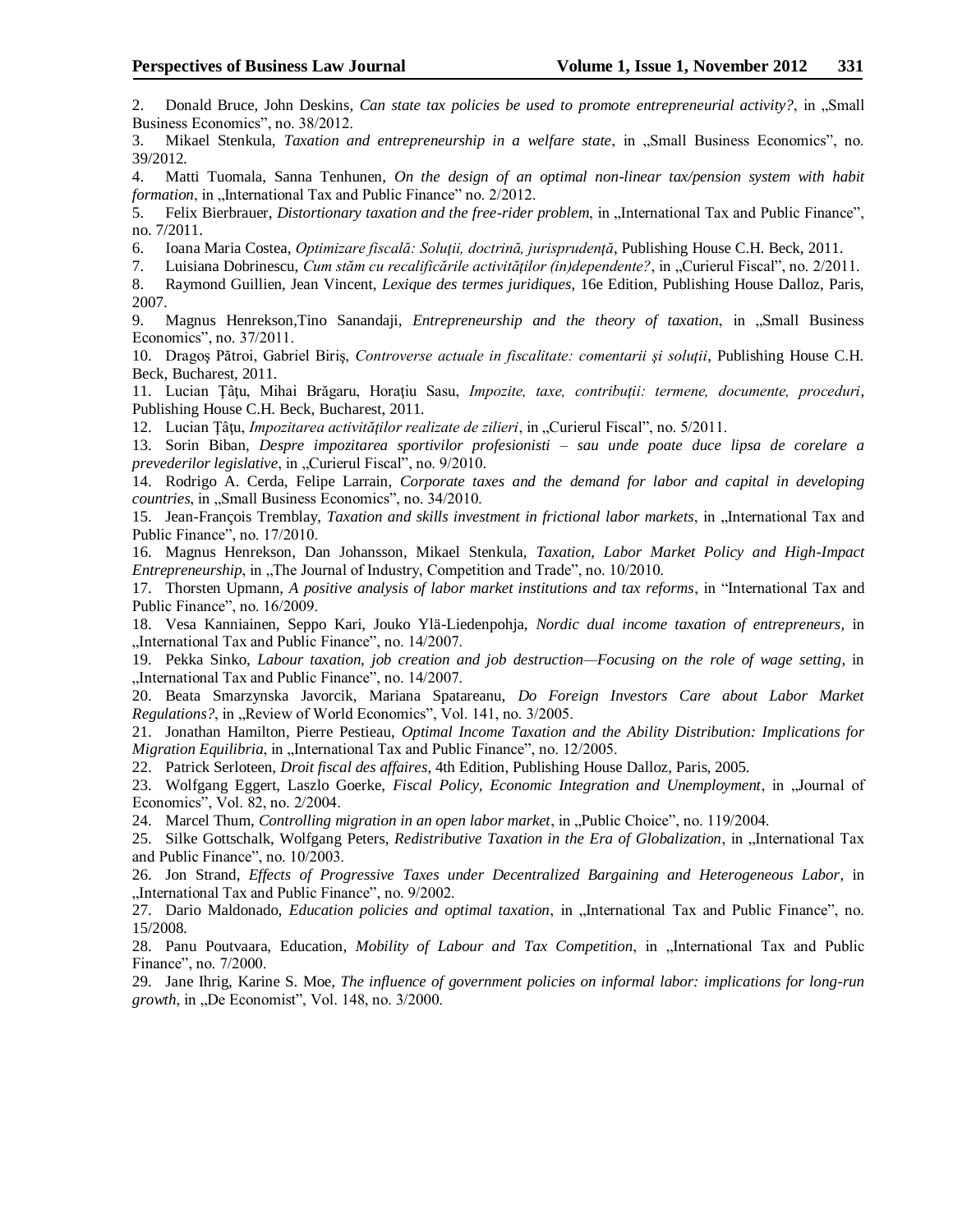2. Donald Bruce, John Deskins, *Can state tax policies be used to promote entrepreneurial activity?*, in „Small Business Economics", no. 38/2012.

3. Mikael Stenkula, *Taxation and entrepreneurship in a welfare state*, in „Small Business Economics", no. 39/2012.

4. Matti Tuomala, Sanna Tenhunen, *On the design of an optimal non-linear tax/pension system with habit formation*, in „International Tax and Public Finance" no. 2/2012.

5. Felix Bierbrauer, *Distortionary taxation and the free-rider problem*, in „International Tax and Public Finance", no. 7/2011.

6. Ioana Maria Costea, *Optimizare fiscală: Soluții, doctrină, jurisprudență*, Publishing House C.H. Beck, 2011.

7. Luisiana Dobrinescu, *Cum stăm cu recalificările activităților (in)dependente?*, in „Curierul Fiscal", no. 2/2011.

8. Raymond Guillien, Jean Vincent, *Lexique des termes juridiques*, 16e Edition, Publishing House Dalloz, Paris, 2007.

9. Magnus Henrekson,Tino Sanandaji, *Entrepreneurship and the theory of taxation*, in „Small Business Economics", no. 37/2011.

10. Dragoş Pătroi, Gabriel Biriş, *Controverse actuale in fiscalitate: comentarii şi soluții*, Publishing House C.H. Beck, Bucharest, 2011.

11. Lucian Țâțu, Mihai Brăgaru, Horațiu Sasu, *Impozite, taxe, contribuții: termene, documente, proceduri*, Publishing House C.H. Beck, Bucharest, 2011.

12. Lucian Țâțu, *Impozitarea activităților realizate de zilieri*, in „Curierul Fiscal", no. 5/2011.

13. Sorin Biban, *Despre impozitarea sportivilor profesionisti – sau unde poate duce lipsa de corelare a prevederilor legislative*, in „Curierul Fiscal", no. 9/2010.

14. Rodrigo A. Cerda, Felipe Larrain, *Corporate taxes and the demand for labor and capital in developing countries*, in „Small Business Economics", no. 34/2010.

15. Jean-François Tremblay, *Taxation and skills investment in frictional labor markets*, in „International Tax and Public Finance", no. 17/2010.

16. Magnus Henrekson, Dan Johansson, Mikael Stenkula, *Taxation, Labor Market Policy and High-Impact Entrepreneurship*, in „The Journal of Industry, Competition and Trade", no. 10/2010.

17. Thorsten Upmann, *A positive analysis of labor market institutions and tax reforms*, in "International Tax and Public Finance", no. 16/2009.

18. Vesa Kanniainen, Seppo Kari, Jouko Ylä-Liedenpohja, *Nordic dual income taxation of entrepreneurs*, in „International Tax and Public Finance", no. 14/2007.

19. Pekka Sinko, *Labour taxation, job creation and job destruction—Focusing on the role of wage setting*, in „International Tax and Public Finance", no. 14/2007.

20. Beata Smarzynska Javorcik, Mariana Spatareanu, *Do Foreign Investors Care about Labor Market Regulations?*, in „Review of World Economics", Vol. 141, no. 3/2005.

21. Jonathan Hamilton, Pierre Pestieau, *Optimal Income Taxation and the Ability Distribution: Implications for Migration Equilibria*, in „International Tax and Public Finance", no. 12/2005.

22. Patrick Serloteen, *Droit fiscal des affaires*, 4th Edition, Publishing House Dalloz, Paris, 2005.

23. Wolfgang Eggert, Laszlo Goerke, *Fiscal Policy, Economic Integration and Unemployment*, in „Journal of Economics", Vol. 82, no. 2/2004.

24. Marcel Thum, *Controlling migration in an open labor market*, in „Public Choice", no. 119/2004.

25. Silke Gottschalk, Wolfgang Peters, *Redistributive Taxation in the Era of Globalization*, in „International Tax and Public Finance", no. 10/2003.

26. Jon Strand, *Effects of Progressive Taxes under Decentralized Bargaining and Heterogeneous Labor*, in „International Tax and Public Finance", no. 9/2002.

27. Dario Maldonado, *Education policies and optimal taxation*, in „International Tax and Public Finance", no. 15/2008.

28. Panu Poutvaara, Education, *Mobility of Labour and Tax Competition*, in „International Tax and Public Finance", no. 7/2000.

29. Jane Ihrig, Karine S. Moe, *The influence of government policies on informal labor: implications for long-run growth*, in „De Economist", Vol. 148, no. 3/2000.